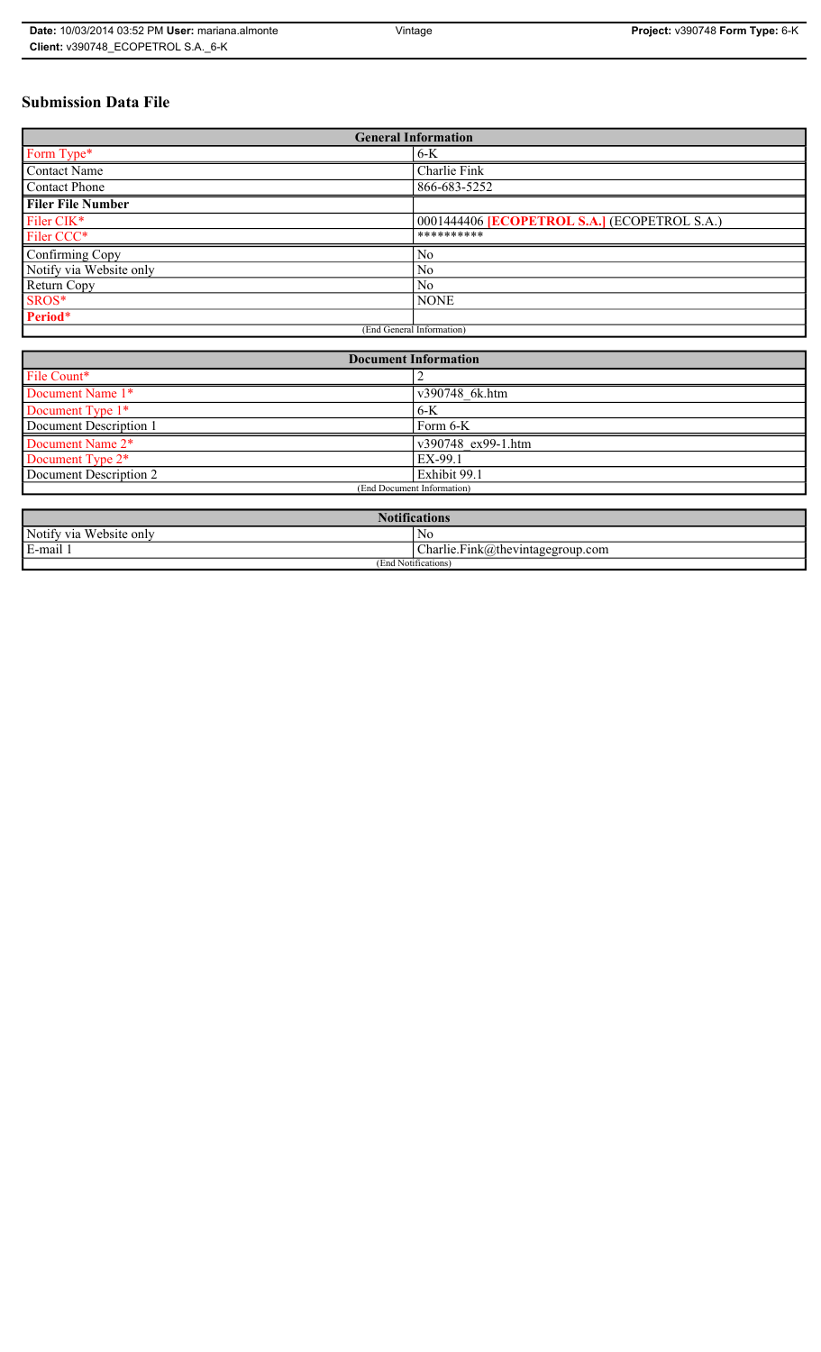# Submission Data File

| General Information | |
|---|---|
| Form Type* | 6-K |
| Contact Name | Charlie Fink |
| Contact Phone | 866-683-5252 |
| **Filer File Number** | |
| Filer CIK* | 0001444406 **[ECOPETROL S.A.]** (ECOPETROL S.A.) |
| Filer CCC* | ********** |
| Confirming Copy | No |
| Notify via Website only | No |
| Return Copy | No |
| SROS* | NONE |
| **Period*** | |
| (End General Information) | |

| Document Information | |
|---|---|
| File Count* | 2 |
| Document Name 1* | v390748_6k.htm |
| Document Type 1* | 6-K |
| Document Description 1 | Form 6-K |
| Document Name 2* | v390748_ex99-1.htm |
| Document Type 2* | EX-99.1 |
| Document Description 2 | Exhibit 99.1 |
| (End Document Information) | |

| Notifications | |
|---|---|
| Notify via Website only | No |
| E-mail 1 | Charlie.Fink@thevintagegroup.com |
| (End Notifications) | |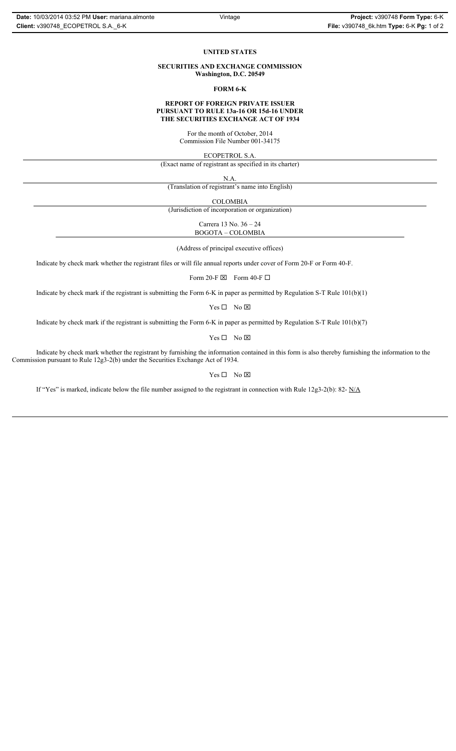# UNITED STATES

## SECURITIES AND EXCHANGE COMMISSION
**Washington, D.C. 20549**

## FORM 6-K

**REPORT OF FOREIGN PRIVATE ISSUER PURSUANT TO RULE 13a-16 OR 15d-16 UNDER THE SECURITIES EXCHANGE ACT OF 1934**

For the month of October, 2014
Commission File Number 001-34175

ECOPETROL S.A.
(Exact name of registrant as specified in its charter)

N.A.
(Translation of registrant's name into English)

COLOMBIA
(Jurisdiction of incorporation or organization)

Carrera 13 No. 36 – 24
BOGOTA – COLOMBIA

(Address of principal executive offices)

Indicate by check mark whether the registrant files or will file annual reports under cover of Form 20-F or Form 40-F.

Form 20-F ☒ Form 40-F ☐

Indicate by check mark if the registrant is submitting the Form 6-K in paper as permitted by Regulation S-T Rule 101(b)(1)

Yes ☐ No ☒

Indicate by check mark if the registrant is submitting the Form 6-K in paper as permitted by Regulation S-T Rule 101(b)(7)

Yes ☐ No ☒

Indicate by check mark whether the registrant by furnishing the information contained in this form is also thereby furnishing the information to the Commission pursuant to Rule 12g3-2(b) under the Securities Exchange Act of 1934.

Yes ☐ No ☒

If "Yes" is marked, indicate below the file number assigned to the registrant in connection with Rule 12g3-2(b): 82- N/A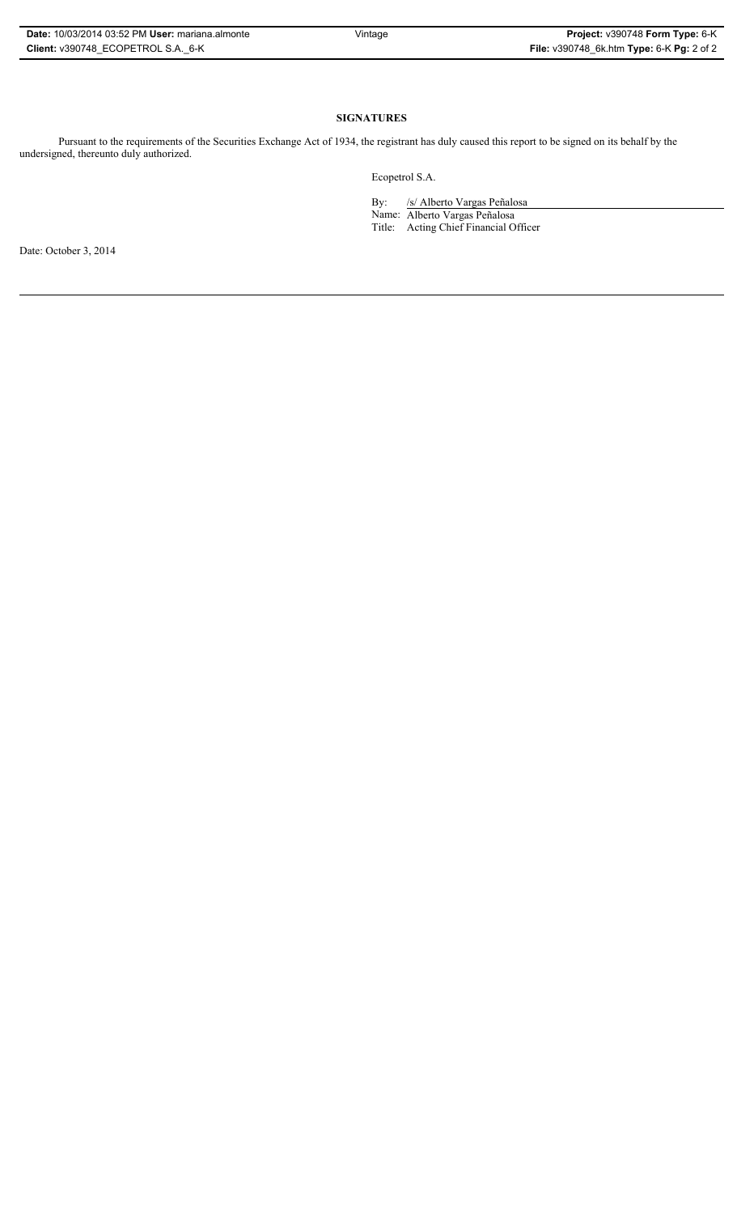**SIGNATURES**

Pursuant to the requirements of the Securities Exchange Act of 1934, the registrant has duly caused this report to be signed on its behalf by the undersigned, thereunto duly authorized.

Ecopetrol S.A.

By: /s/ Alberto Vargas Peñalosa

Name: Alberto Vargas Peñalosa

Title: Acting Chief Financial Officer

Date: October 3, 2014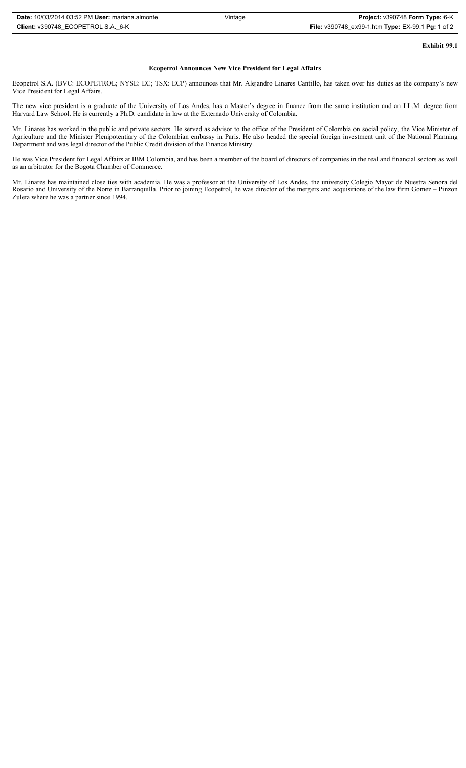**Exhibit 99.1**

## Ecopetrol Announces New Vice President for Legal Affairs

Ecopetrol S.A. (BVC: ECOPETROL; NYSE: EC; TSX: ECP) announces that Mr. Alejandro Linares Cantillo, has taken over his duties as the company's new Vice President for Legal Affairs.

The new vice president is a graduate of the University of Los Andes, has a Master's degree in finance from the same institution and an LL.M. degree from Harvard Law School. He is currently a Ph.D. candidate in law at the Externado University of Colombia.

Mr. Linares has worked in the public and private sectors. He served as advisor to the office of the President of Colombia on social policy, the Vice Minister of Agriculture and the Minister Plenipotentiary of the Colombian embassy in Paris. He also headed the special foreign investment unit of the National Planning Department and was legal director of the Public Credit division of the Finance Ministry.

He was Vice President for Legal Affairs at IBM Colombia, and has been a member of the board of directors of companies in the real and financial sectors as well as an arbitrator for the Bogota Chamber of Commerce.

Mr. Linares has maintained close ties with academia. He was a professor at the University of Los Andes, the university Colegio Mayor de Nuestra Senora del Rosario and University of the Norte in Barranquilla. Prior to joining Ecopetrol, he was director of the mergers and acquisitions of the law firm Gomez – Pinzon Zuleta where he was a partner since 1994.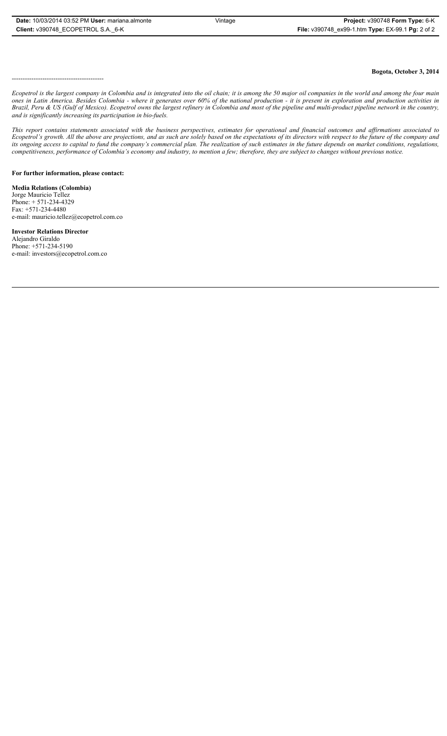**Bogota, October 3, 2014**

-----------------------------------------

*Ecopetrol is the largest company in Colombia and is integrated into the oil chain; it is among the 50 major oil companies in the world and among the four main ones in Latin America. Besides Colombia - where it generates over 60% of the national production - it is present in exploration and production activities in Brazil, Peru & US (Gulf of Mexico). Ecopetrol owns the largest refinery in Colombia and most of the pipeline and multi-product pipeline network in the country, and is significantly increasing its participation in bio-fuels.*

*This report contains statements associated with the business perspectives, estimates for operational and financial outcomes and affirmations associated to Ecopetrol's growth. All the above are projections, and as such are solely based on the expectations of its directors with respect to the future of the company and its ongoing access to capital to fund the company's commercial plan. The realization of such estimates in the future depends on market conditions, regulations, competitiveness, performance of Colombia's economy and industry, to mention a few; therefore, they are subject to changes without previous notice.*

**For further information, please contact:**

**Media Relations (Colombia)**
Jorge Mauricio Tellez
Phone: + 571-234-4329
Fax: +571-234-4480
e-mail: mauricio.tellez@ecopetrol.com.co

**Investor Relations Director**
Alejandro Giraldo
Phone: +571-234-5190
e-mail: investors@ecopetrol.com.co